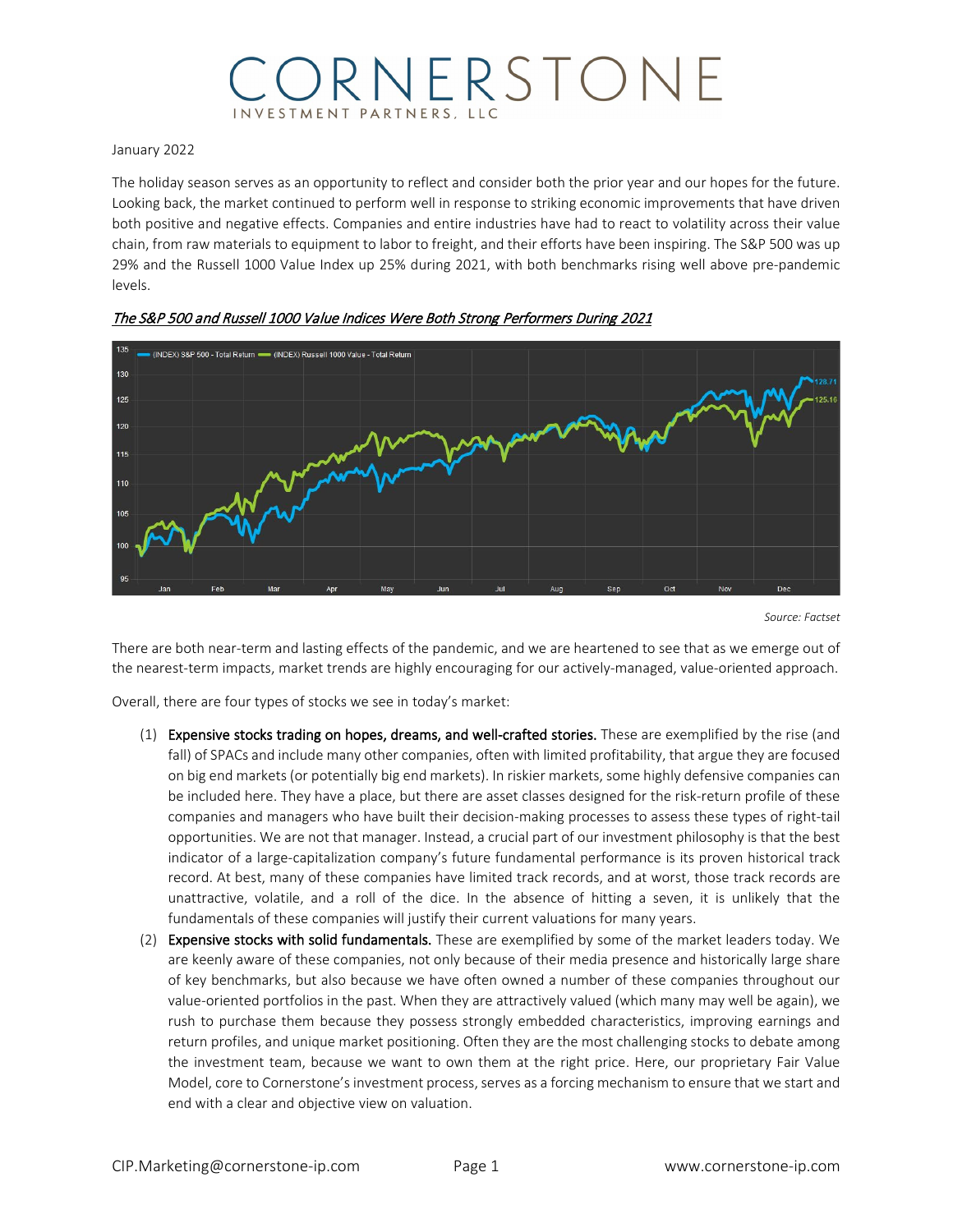# CORNERSTONE

INVESTMENT PARTNERS, LLC

January 2022

The holiday season serves as an opportunity to reflect and consider both the prior year and our hopes for the future. Looking back, the market continued to perform well in response to striking economic improvements that have driven both positive and negative effects. Companies and entire industries have had to react to volatility across their value chain, from raw materials to equipment to labor to freight, and their efforts have been inspiring. The S&P 500 was up 29% and the Russell 1000 Value Index up 25% during 2021, with both benchmarks rising well above pre-pandemic levels.

***The S&P 500 and Russell 1000 Value Indices Were Both Strong Performers During 2021***

*Source: Factset*

There are both near-term and lasting effects of the pandemic, and we are heartened to see that as we emerge out of the nearest-term impacts, market trends are highly encouraging for our actively-managed, value-oriented approach.

Overall, there are four types of stocks we see in today's market:

(1) **Expensive stocks trading on hopes, dreams, and well-crafted stories.** These are exemplified by the rise (and fall) of SPACs and include many other companies, often with limited profitability, that argue they are focused on big end markets (or potentially big end markets). In riskier markets, some highly defensive companies can be included here. They have a place, but there are asset classes designed for the risk-return profile of these companies and managers who have built their decision-making processes to assess these types of right-tail opportunities. We are not that manager. Instead, a crucial part of our investment philosophy is that the best indicator of a large-capitalization company's future fundamental performance is its proven historical track record. At best, many of these companies have limited track records, and at worst, those track records are unattractive, volatile, and a roll of the dice. In the absence of hitting a seven, it is unlikely that the fundamentals of these companies will justify their current valuations for many years.

(2) **Expensive stocks with solid fundamentals.** These are exemplified by some of the market leaders today. We are keenly aware of these companies, not only because of their media presence and historically large share of key benchmarks, but also because we have often owned a number of these companies throughout our value-oriented portfolios in the past. When they are attractively valued (which many may well be again), we rush to purchase them because they possess strongly embedded characteristics, improving earnings and return profiles, and unique market positioning. Often they are the most challenging stocks to debate among the investment team, because we want to own them at the right price. Here, our proprietary Fair Value Model, core to Cornerstone's investment process, serves as a forcing mechanism to ensure that we start and end with a clear and objective view on valuation.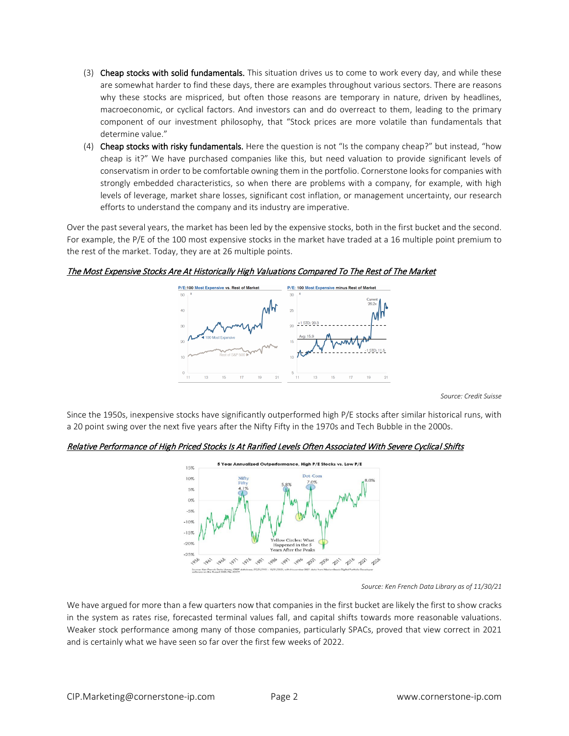(3) **Cheap stocks with solid fundamentals.** This situation drives us to come to work every day, and while these are somewhat harder to find these days, there are examples throughout various sectors. There are reasons why these stocks are mispriced, but often those reasons are temporary in nature, driven by headlines, macroeconomic, or cyclical factors. And investors can and do overreact to them, leading to the primary component of our investment philosophy, that "Stock prices are more volatile than fundamentals that determine value."

(4) **Cheap stocks with risky fundamentals.** Here the question is not "Is the company cheap?" but instead, "how cheap is it?" We have purchased companies like this, but need valuation to provide significant levels of conservatism in order to be comfortable owning them in the portfolio. Cornerstone looks for companies with strongly embedded characteristics, so when there are problems with a company, for example, with high levels of leverage, market share losses, significant cost inflation, or management uncertainty, our research efforts to understand the company and its industry are imperative.

Over the past several years, the market has been led by the expensive stocks, both in the first bucket and the second. For example, the P/E of the 100 most expensive stocks in the market have traded at a 16 multiple point premium to the rest of the market. Today, they are at 26 multiple points.

*The Most Expensive Stocks Are At Historically High Valuations Compared To The Rest of The Market*

*Source: Credit Suisse*

Since the 1950s, inexpensive stocks have significantly outperformed high P/E stocks after similar historical runs, with a 20 point swing over the next five years after the Nifty Fifty in the 1970s and Tech Bubble in the 2000s.

*Relative Performance of High Priced Stocks Is At Rarified Levels Often Associated With Severe Cyclical Shifts*

*Source: Ken French Data Library as of 11/30/21*

We have argued for more than a few quarters now that companies in the first bucket are likely the first to show cracks in the system as rates rise, forecasted terminal values fall, and capital shifts towards more reasonable valuations. Weaker stock performance among many of those companies, particularly SPACs, proved that view correct in 2021 and is certainly what we have seen so far over the first few weeks of 2022.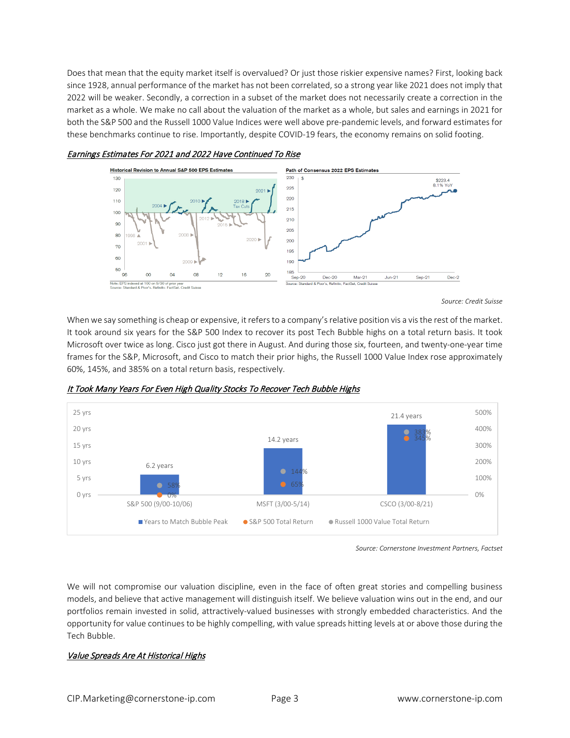Does that mean that the equity market itself is overvalued? Or just those riskier expensive names? First, looking back since 1928, annual performance of the market has not been correlated, so a strong year like 2021 does not imply that 2022 will be weaker. Secondly, a correction in a subset of the market does not necessarily create a correction in the market as a whole. We make no call about the valuation of the market as a whole, but sales and earnings in 2021 for both the S&P 500 and the Russell 1000 Value Indices were well above pre-pandemic levels, and forward estimates for these benchmarks continue to rise. Importantly, despite COVID-19 fears, the economy remains on solid footing.

*Earnings Estimates For 2021 and 2022 Have Continued To Rise*

*Source: Credit Suisse*

When we say something is cheap or expensive, it refers to a company's relative position vis a vis the rest of the market. It took around six years for the S&P 500 Index to recover its post Tech Bubble highs on a total return basis. It took Microsoft over twice as long. Cisco just got there in August. And during those six, fourteen, and twenty-one-year time frames for the S&P, Microsoft, and Cisco to match their prior highs, the Russell 1000 Value Index rose approximately 60%, 145%, and 385% on a total return basis, respectively.

*It Took Many Years For Even High Quality Stocks To Recover Tech Bubble Highs*

| | Years to Match Bubble Peak | S&P 500 Total Return | Russell 1000 Value Total Return |
|---|---|---|---|
| S&P 500 (9/00-10/06) | 6.2 years | 0% | 58% |
| MSFT (3/00-5/14) | 14.2 years | 65% | 144% |
| CSCO (3/00-8/21) | 21.4 years | 345% | 383% |

*Source: Cornerstone Investment Partners, Factset*

We will not compromise our valuation discipline, even in the face of often great stories and compelling business models, and believe that active management will distinguish itself. We believe valuation wins out in the end, and our portfolios remain invested in solid, attractively-valued businesses with strongly embedded characteristics. And the opportunity for value continues to be highly compelling, with value spreads hitting levels at or above those during the Tech Bubble.

*Value Spreads Are At Historical Highs*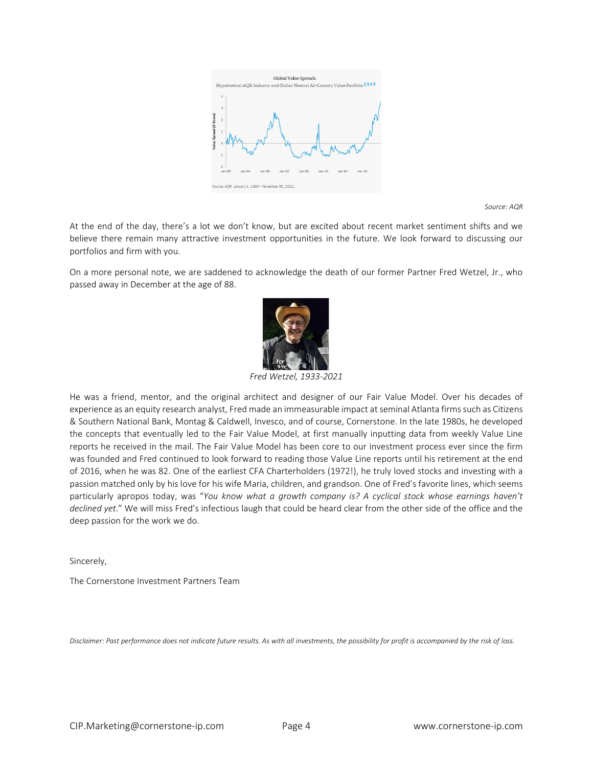Global Value Spreads

Hypothetical AQR Industry-and-Dollar-Neutral All-Country Value Portfolio 2,3,4,5

Value Spread (Z-Score)

4
3
2
1
0
-1
-2

Jan-90 Jan-94 Jan-98 Jan-02 Jan-06 Jan-10 Jan-14 Jan-18

Source: AQR. January 1, 1990 - November 30, 2021.

*Source: AQR*

At the end of the day, there's a lot we don't know, but are excited about recent market sentiment shifts and we believe there remain many attractive investment opportunities in the future. We look forward to discussing our portfolios and firm with you.

On a more personal note, we are saddened to acknowledge the death of our former Partner Fred Wetzel, Jr., who passed away in December at the age of 88.

*Fred Wetzel, 1933-2021*

He was a friend, mentor, and the original architect and designer of our Fair Value Model. Over his decades of experience as an equity research analyst, Fred made an immeasurable impact at seminal Atlanta firms such as Citizens & Southern National Bank, Montag & Caldwell, Invesco, and of course, Cornerstone. In the late 1980s, he developed the concepts that eventually led to the Fair Value Model, at first manually inputting data from weekly Value Line reports he received in the mail. The Fair Value Model has been core to our investment process ever since the firm was founded and Fred continued to look forward to reading those Value Line reports until his retirement at the end of 2016, when he was 82. One of the earliest CFA Charterholders (1972!), he truly loved stocks and investing with a passion matched only by his love for his wife Maria, children, and grandson. One of Fred's favorite lines, which seems particularly apropos today, was "*You know what a growth company is? A cyclical stock whose earnings haven't declined yet*." We will miss Fred's infectious laugh that could be heard clear from the other side of the office and the deep passion for the work we do.

Sincerely,

The Cornerstone Investment Partners Team

*Disclaimer: Past performance does not indicate future results. As with all investments, the possibility for profit is accompanied by the risk of loss.*

CIP.Marketing@cornerstone-ip.com www.cornerstone-ip.com